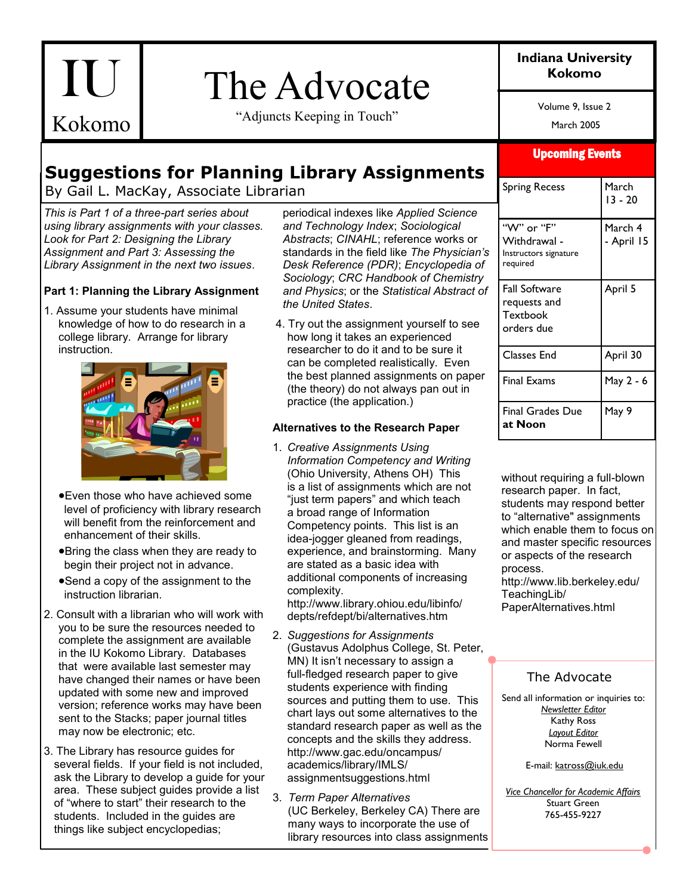# IU Kokomo — The Advocate

"Adjuncts Keeping in Touch"

**Indiana University Kokomo**

Volume 9, Issue 2

March 2005

## Suggestions for Planning Library Assignments

By Gail L. MacKay, Associate Librarian

*This is Part 1 of a three-part series about using library assignments with your classes. Look for Part 2: Designing the Library Assignment and Part 3: Assessing the Library Assignment in the next two issues.*

### Part 1: Planning the Library Assignment

1. Assume your students have minimal knowledge of how to do research in a college library. Arrange for library instruction.
   - Even those who have achieved some level of proficiency with library research will benefit from the reinforcement and enhancement of their skills.
   - Bring the class when they are ready to begin their project not in advance.
   - Send a copy of the assignment to the instruction librarian.
2. Consult with a librarian who will work with you to be sure the resources needed to complete the assignment are available in the IU Kokomo Library. Databases that were available last semester may have changed their names or have been updated with some new and improved version; reference works may have been sent to the Stacks; paper journal titles may now be electronic; etc.
3. The Library has resource guides for several fields. If your field is not included, ask the Library to develop a guide for your area. These subject guides provide a list of "where to start" their research to the students. Included in the guides are things like subject encyclopedias; periodical indexes like *Applied Science and Technology Index*; *Sociological Abstracts*; *CINAHL*; reference works or standards in the field like *The Physician's Desk Reference (PDR)*; *Encyclopedia of Sociology*; *CRC Handbook of Chemistry and Physics*; or the *Statistical Abstract of the United States*.
4. Try out the assignment yourself to see how long it takes an experienced researcher to do it and to be sure it can be completed realistically. Even the best planned assignments on paper (the theory) do not always pan out in practice (the application.)

### Alternatives to the Research Paper

1. *Creative Assignments Using Information Competency and Writing* (Ohio University, Athens OH) This is a list of assignments which are not "just term papers" and which teach a broad range of Information Competency points. This list is an idea-jogger gleaned from readings, experience, and brainstorming. Many are stated as a basic idea with additional components of increasing complexity. http://www.library.ohiou.edu/libinfo/depts/refdept/bi/alternatives.htm
2. *Suggestions for Assignments* (Gustavus Adolphus College, St. Peter, MN) It isn't necessary to assign a full-fledged research paper to give students experience with finding sources and putting them to use. This chart lays out some alternatives to the standard research paper as well as the concepts and the skills they address. http://www.gac.edu/oncampus/academics/library/IMLS/assignmentsuggestions.html
3. *Term Paper Alternatives* (UC Berkeley, Berkeley CA) There are many ways to incorporate the use of library resources into class assignments without requiring a full-blown research paper. In fact, students may respond better to "alternative" assignments which enable them to focus on and master specific resources or aspects of the research process. http://www.lib.berkeley.edu/TeachingLib/PaperAlternatives.html

## Upcoming Events

| Event | Date |
|---|---|
| Spring Recess | March 13 - 20 |
| "W" or "F" Withdrawal - Instructors signature required | March 4 - April 15 |
| Fall Software requests and Textbook orders due | April 5 |
| Classes End | April 30 |
| Final Exams | May 2 - 6 |
| Final Grades Due **at Noon** | May 9 |

## The Advocate

Send all information or inquiries to:

*Newsletter Editor*
Kathy Ross

*Layout Editor*
Norma Fewell

E-mail: katross@iuk.edu

*Vice Chancellor for Academic Affairs*
Stuart Green
765-455-9227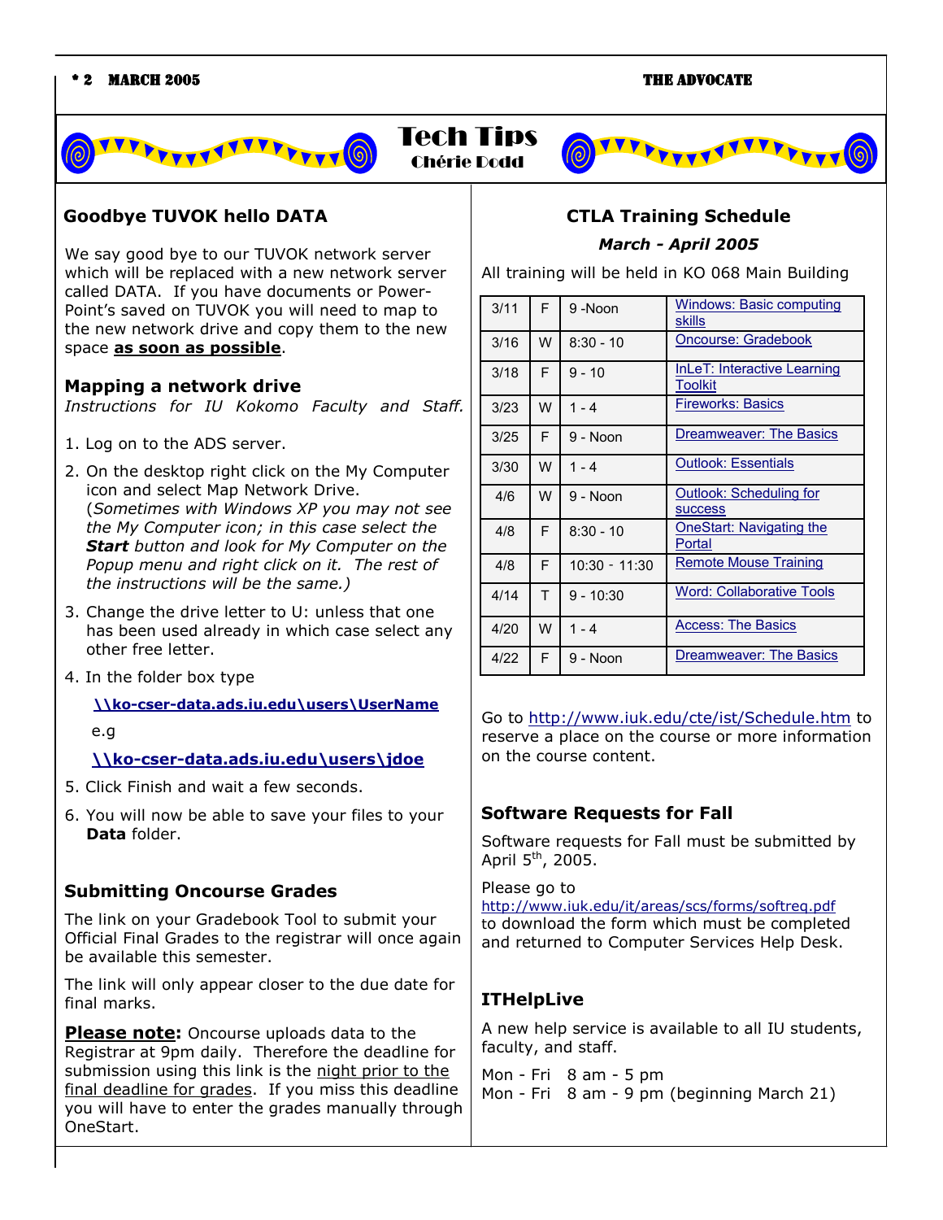# Tech Tips

Chérie Dodd

## Goodbye TUVOK hello DATA

We say good bye to our TUVOK network server which will be replaced with a new network server called DATA. If you have documents or PowerPoint's saved on TUVOK you will need to map to the new network drive and copy them to the new space **as soon as possible**.

### Mapping a network drive

*Instructions for IU Kokomo Faculty and Staff.*

1. Log on to the ADS server.
2. On the desktop right click on the My Computer icon and select Map Network Drive. (*Sometimes with Windows XP you may not see the My Computer icon; in this case select the **Start** button and look for My Computer on the Popup menu and right click on it. The rest of the instructions will be the same.)*
3. Change the drive letter to U: unless that one has been used already in which case select any other free letter.
4. In the folder box type

   **\\ko-cser-data.ads.iu.edu\users\UserName**

   e.g

   **\\ko-cser-data.ads.iu.edu\users\jdoe**
5. Click Finish and wait a few seconds.
6. You will now be able to save your files to your **Data** folder.

### Submitting Oncourse Grades

The link on your Gradebook Tool to submit your Official Final Grades to the registrar will once again be available this semester.

The link will only appear closer to the due date for final marks.

**Please note:** Oncourse uploads data to the Registrar at 9pm daily. Therefore the deadline for submission using this link is the night prior to the final deadline for grades. If you miss this deadline you will have to enter the grades manually through OneStart.

## CTLA Training Schedule

***March - April 2005***

All training will be held in KO 068 Main Building

| Date | Day | Time | Course |
|---|---|---|---|
| 3/11 | F | 9 -Noon | Windows: Basic computing skills |
| 3/16 | W | 8:30 - 10 | Oncourse: Gradebook |
| 3/18 | F | 9 - 10 | InLeT: Interactive Learning Toolkit |
| 3/23 | W | 1 - 4 | Fireworks: Basics |
| 3/25 | F | 9 - Noon | Dreamweaver: The Basics |
| 3/30 | W | 1 - 4 | Outlook: Essentials |
| 4/6 | W | 9 - Noon | Outlook: Scheduling for success |
| 4/8 | F | 8:30 - 10 | OneStart: Navigating the Portal |
| 4/8 | F | 10:30 - 11:30 | Remote Mouse Training |
| 4/14 | T | 9 - 10:30 | Word: Collaborative Tools |
| 4/20 | W | 1 - 4 | Access: The Basics |
| 4/22 | F | 9 - Noon | Dreamweaver: The Basics |

Go to http://www.iuk.edu/cte/ist/Schedule.htm to reserve a place on the course or more information on the course content.

### Software Requests for Fall

Software requests for Fall must be submitted by April 5th, 2005.

Please go to http://www.iuk.edu/it/areas/scs/forms/softreq.pdf to download the form which must be completed and returned to Computer Services Help Desk.

### ITHelpLive

A new help service is available to all IU students, faculty, and staff.

Mon - Fri 8 am - 5 pm
Mon - Fri 8 am - 9 pm (beginning March 21)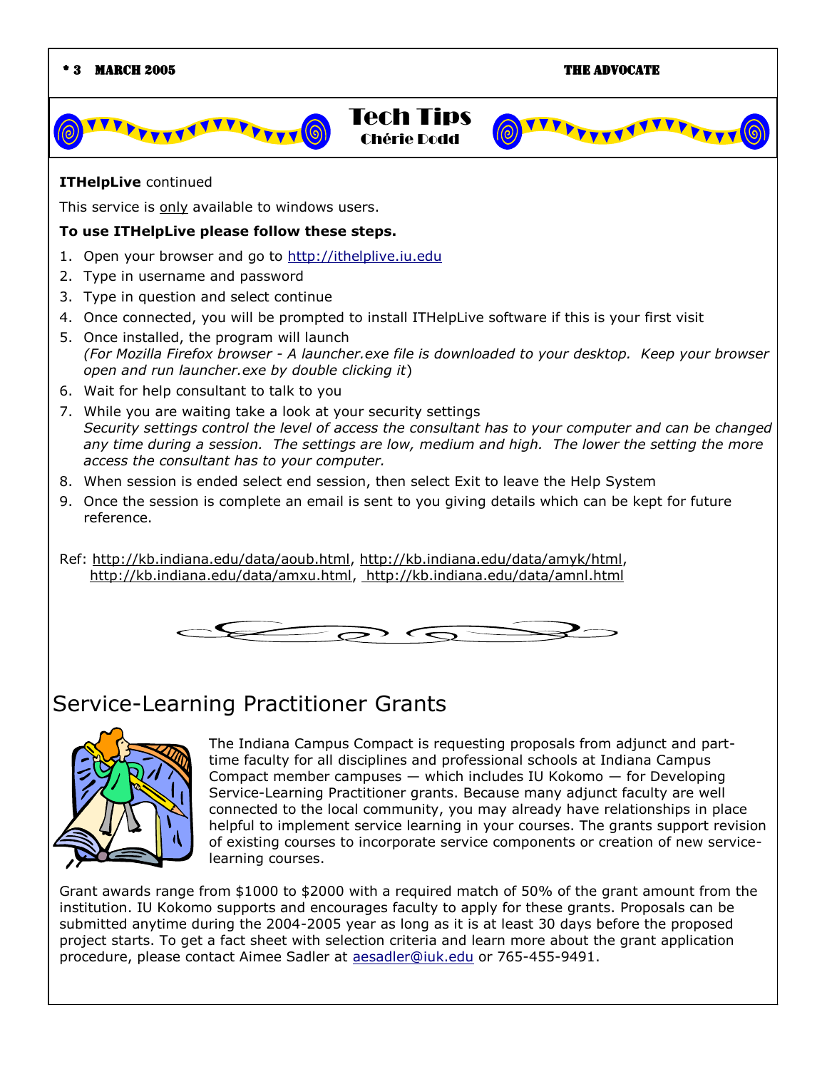# Tech Tips

**Chérie Dodd**

**ITHelpLive** continued

This service is only available to windows users.

**To use ITHelpLive please follow these steps.**

1. Open your browser and go to http://ithelplive.iu.edu
2. Type in username and password
3. Type in question and select continue
4. Once connected, you will be prompted to install ITHelpLive software if this is your first visit
5. Once installed, the program will launch
   *(For Mozilla Firefox browser - A launcher.exe file is downloaded to your desktop. Keep your browser open and run launcher.exe by double clicking it*)
6. Wait for help consultant to talk to you
7. While you are waiting take a look at your security settings
   *Security settings control the level of access the consultant has to your computer and can be changed any time during a session. The settings are low, medium and high. The lower the setting the more access the consultant has to your computer.*
8. When session is ended select end session, then select Exit to leave the Help System
9. Once the session is complete an email is sent to you giving details which can be kept for future reference.

Ref: http://kb.indiana.edu/data/aoub.html, http://kb.indiana.edu/data/amyk/html, http://kb.indiana.edu/data/amxu.html, http://kb.indiana.edu/data/amnl.html

## Service-Learning Practitioner Grants

The Indiana Campus Compact is requesting proposals from adjunct and part-time faculty for all disciplines and professional schools at Indiana Campus Compact member campuses — which includes IU Kokomo — for Developing Service-Learning Practitioner grants. Because many adjunct faculty are well connected to the local community, you may already have relationships in place helpful to implement service learning in your courses. The grants support revision of existing courses to incorporate service components or creation of new service-learning courses.

Grant awards range from $1000 to $2000 with a required match of 50% of the grant amount from the institution. IU Kokomo supports and encourages faculty to apply for these grants. Proposals can be submitted anytime during the 2004-2005 year as long as it is at least 30 days before the proposed project starts. To get a fact sheet with selection criteria and learn more about the grant application procedure, please contact Aimee Sadler at aesadler@iuk.edu or 765-455-9491.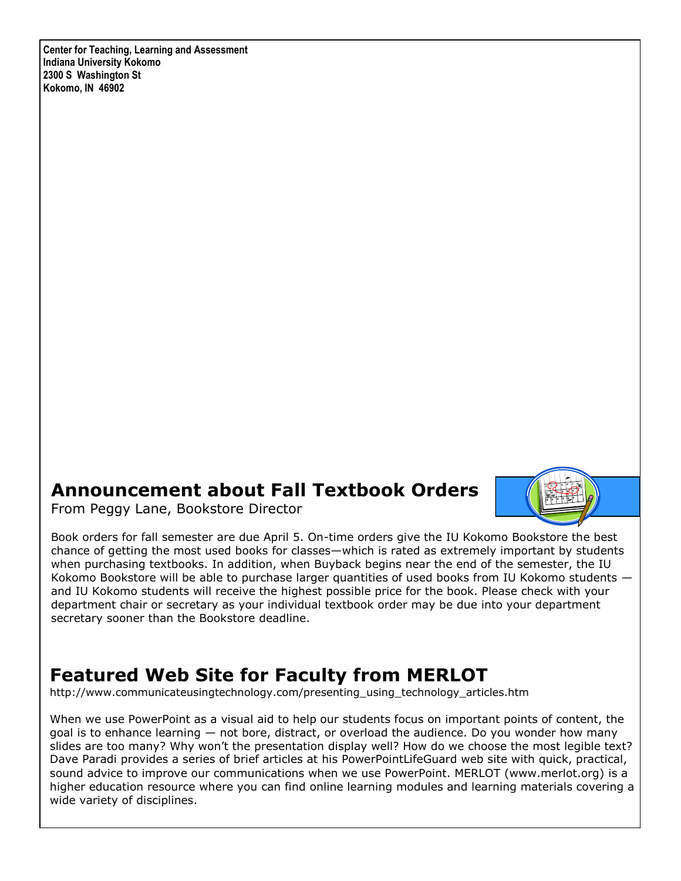**Center for Teaching, Learning and Assessment**
**Indiana University Kokomo**
**2300 S Washington St**
**Kokomo, IN 46902**

## Announcement about Fall Textbook Orders

From Peggy Lane, Bookstore Director

Book orders for fall semester are due April 5. On-time orders give the IU Kokomo Bookstore the best chance of getting the most used books for classes—which is rated as extremely important by students when purchasing textbooks. In addition, when Buyback begins near the end of the semester, the IU Kokomo Bookstore will be able to purchase larger quantities of used books from IU Kokomo students — and IU Kokomo students will receive the highest possible price for the book. Please check with your department chair or secretary as your individual textbook order may be due into your department secretary sooner than the Bookstore deadline.

## Featured Web Site for Faculty from MERLOT

http://www.communicateusingtechnology.com/presenting_using_technology_articles.htm

When we use PowerPoint as a visual aid to help our students focus on important points of content, the goal is to enhance learning — not bore, distract, or overload the audience. Do you wonder how many slides are too many? Why won't the presentation display well? How do we choose the most legible text? Dave Paradi provides a series of brief articles at his PowerPointLifeGuard web site with quick, practical, sound advice to improve our communications when we use PowerPoint. MERLOT (www.merlot.org) is a higher education resource where you can find online learning modules and learning materials covering a wide variety of disciplines.